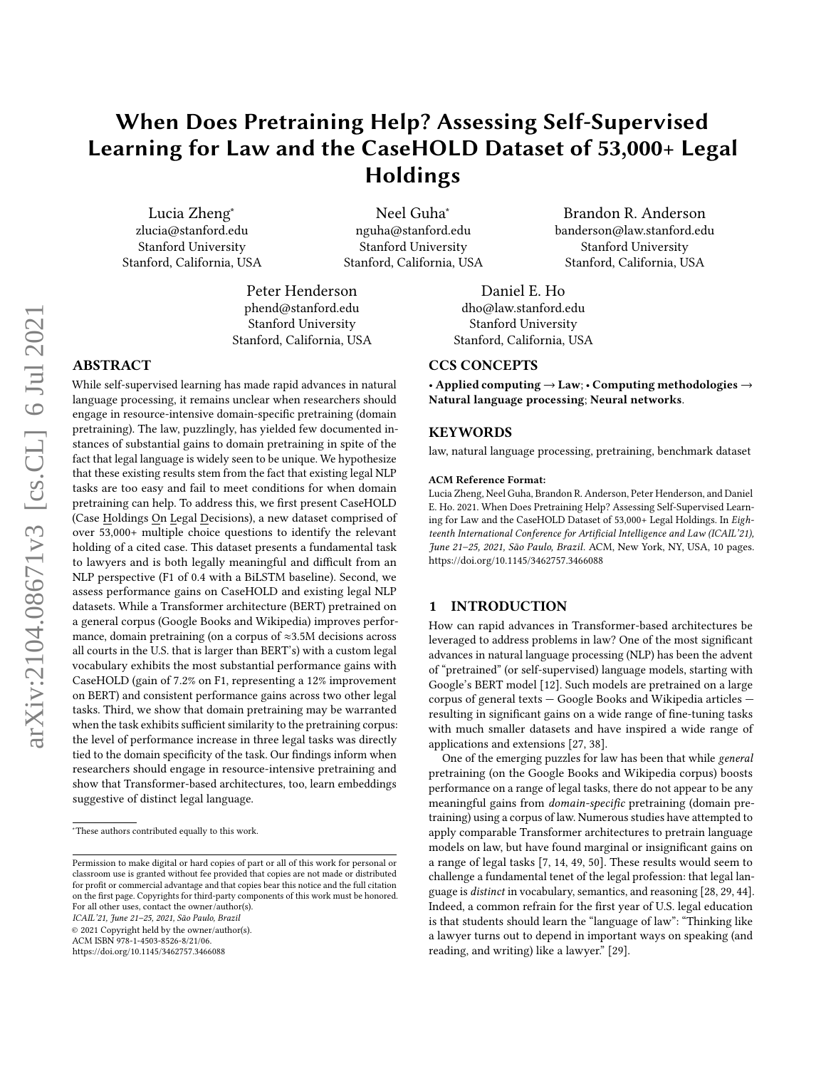# When Does Pretraining Help? Assessing Self-Supervised Learning for Law and the CaseHOLD Dataset of 53,000+ Legal Holdings

Lucia Zheng*
zlucia@stanford.edu
Stanford University
Stanford, California, USA

Neel Guha*
nguha@stanford.edu
Stanford University
Stanford, California, USA

Brandon R. Anderson
banderson@law.stanford.edu
Stanford University
Stanford, California, USA

Peter Henderson
phend@stanford.edu
Stanford University
Stanford, California, USA

Daniel E. Ho
dho@law.stanford.edu
Stanford University
Stanford, California, USA

## ABSTRACT

While self-supervised learning has made rapid advances in natural language processing, it remains unclear when researchers should engage in resource-intensive domain-specific pretraining (domain pretraining). The law, puzzlingly, has yielded few documented instances of substantial gains to domain pretraining in spite of the fact that legal language is widely seen to be unique. We hypothesize that these existing results stem from the fact that existing legal NLP tasks are too easy and fail to meet conditions for when domain pretraining can help. To address this, we first present CaseHOLD (Case Holdings On Legal Decisions), a new dataset comprised of over 53,000+ multiple choice questions to identify the relevant holding of a cited case. This dataset presents a fundamental task to lawyers and is both legally meaningful and difficult from an NLP perspective (F1 of 0.4 with a BiLSTM baseline). Second, we assess performance gains on CaseHOLD and existing legal NLP datasets. While a Transformer architecture (BERT) pretrained on a general corpus (Google Books and Wikipedia) improves performance, domain pretraining (on a corpus of ≈3.5M decisions across all courts in the U.S. that is larger than BERT's) with a custom legal vocabulary exhibits the most substantial performance gains with CaseHOLD (gain of 7.2% on F1, representing a 12% improvement on BERT) and consistent performance gains across two other legal tasks. Third, we show that domain pretraining may be warranted when the task exhibits sufficient similarity to the pretraining corpus: the level of performance increase in three legal tasks was directly tied to the domain specificity of the task. Our findings inform when researchers should engage in resource-intensive pretraining and show that Transformer-based architectures, too, learn embeddings suggestive of distinct legal language.

*These authors contributed equally to this work.

Permission to make digital or hard copies of part or all of this work for personal or classroom use is granted without fee provided that copies are not made or distributed for profit or commercial advantage and that copies bear this notice and the full citation on the first page. Copyrights for third-party components of this work must be honored. For all other uses, contact the owner/author(s).
*ICAIL'21, June 21–25, 2021, São Paulo, Brazil*
© 2021 Copyright held by the owner/author(s).
ACM ISBN 978-1-4503-8526-8/21/06.
https://doi.org/10.1145/3462757.3466088

## CCS CONCEPTS

• **Applied computing** → **Law**; • **Computing methodologies** → **Natural language processing**; **Neural networks**.

## KEYWORDS

law, natural language processing, pretraining, benchmark dataset

**ACM Reference Format:**
Lucia Zheng, Neel Guha, Brandon R. Anderson, Peter Henderson, and Daniel E. Ho. 2021. When Does Pretraining Help? Assessing Self-Supervised Learning for Law and the CaseHOLD Dataset of 53,000+ Legal Holdings. In *Eighteenth International Conference for Artificial Intelligence and Law (ICAIL'21), June 21–25, 2021, São Paulo, Brazil.* ACM, New York, NY, USA, 10 pages. https://doi.org/10.1145/3462757.3466088

## 1 INTRODUCTION

How can rapid advances in Transformer-based architectures be leveraged to address problems in law? One of the most significant advances in natural language processing (NLP) has been the advent of "pretrained" (or self-supervised) language models, starting with Google's BERT model [12]. Such models are pretrained on a large corpus of general texts — Google Books and Wikipedia articles — resulting in significant gains on a wide range of fine-tuning tasks with much smaller datasets and have inspired a wide range of applications and extensions [27, 38].

One of the emerging puzzles for law has been that while *general* pretraining (on the Google Books and Wikipedia corpus) boosts performance on a range of legal tasks, there do not appear to be any meaningful gains from *domain-specific* pretraining (domain pretraining) using a corpus of law. Numerous studies have attempted to apply comparable Transformer architectures to pretrain language models on law, but have found marginal or insignificant gains on a range of legal tasks [7, 14, 49, 50]. These results would seem to challenge a fundamental tenet of the legal profession: that legal language is *distinct* in vocabulary, semantics, and reasoning [28, 29, 44]. Indeed, a common refrain for the first year of U.S. legal education is that students should learn the "language of law": "Thinking like a lawyer turns out to depend in important ways on speaking (and reading, and writing) like a lawyer." [29].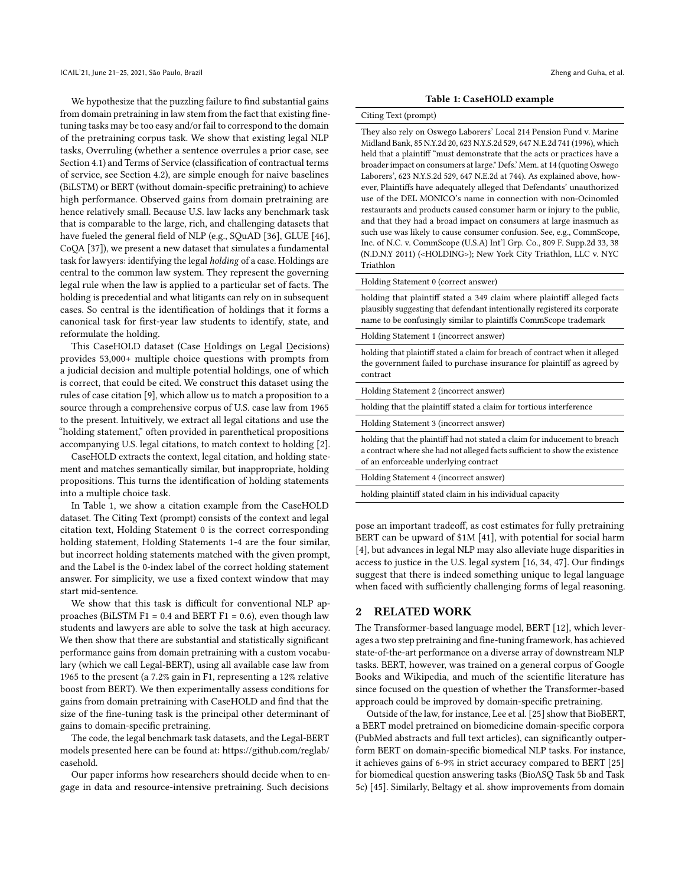We hypothesize that the puzzling failure to find substantial gains from domain pretraining in law stem from the fact that existing fine-tuning tasks may be too easy and/or fail to correspond to the domain of the pretraining corpus task. We show that existing legal NLP tasks, Overruling (whether a sentence overrules a prior case, see Section 4.1) and Terms of Service (classification of contractual terms of service, see Section 4.2), are simple enough for naive baselines (BiLSTM) or BERT (without domain-specific pretraining) to achieve high performance. Observed gains from domain pretraining are hence relatively small. Because U.S. law lacks any benchmark task that is comparable to the large, rich, and challenging datasets that have fueled the general field of NLP (e.g., SQuAD [36], GLUE [46], CoQA [37]), we present a new dataset that simulates a fundamental task for lawyers: identifying the legal *holding* of a case. Holdings are central to the common law system. They represent the governing legal rule when the law is applied to a particular set of facts. The holding is precedential and what litigants can rely on in subsequent cases. So central is the identification of holdings that it forms a canonical task for first-year law students to identify, state, and reformulate the holding.

This CaseHOLD dataset (Case Holdings on Legal Decisions) provides 53,000+ multiple choice questions with prompts from a judicial decision and multiple potential holdings, one of which is correct, that could be cited. We construct this dataset using the rules of case citation [9], which allow us to match a proposition to a source through a comprehensive corpus of U.S. case law from 1965 to the present. Intuitively, we extract all legal citations and use the "holding statement," often provided in parenthetical propositions accompanying U.S. legal citations, to match context to holding [2].

CaseHOLD extracts the context, legal citation, and holding statement and matches semantically similar, but inappropriate, holding propositions. This turns the identification of holding statements into a multiple choice task.

In Table 1, we show a citation example from the CaseHOLD dataset. The Citing Text (prompt) consists of the context and legal citation text, Holding Statement 0 is the correct corresponding holding statement, Holding Statements 1-4 are the four similar, but incorrect holding statements matched with the given prompt, and the Label is the 0-index label of the correct holding statement answer. For simplicity, we use a fixed context window that may start mid-sentence.

We show that this task is difficult for conventional NLP approaches (BiLSTM F1 = 0.4 and BERT F1 = 0.6), even though law students and lawyers are able to solve the task at high accuracy. We then show that there are substantial and statistically significant performance gains from domain pretraining with a custom vocabulary (which we call Legal-BERT), using all available case law from 1965 to the present (a 7.2% gain in F1, representing a 12% relative boost from BERT). We then experimentally assess conditions for gains from domain pretraining with CaseHOLD and find that the size of the fine-tuning task is the principal other determinant of gains to domain-specific pretraining.

The code, the legal benchmark task datasets, and the Legal-BERT models presented here can be found at: https://github.com/reglab/casehold.

Our paper informs how researchers should decide when to engage in data and resource-intensive pretraining. Such decisions pose an important tradeoff, as cost estimates for fully pretraining BERT can be upward of $1M [41], with potential for social harm [4], but advances in legal NLP may also alleviate huge disparities in access to justice in the U.S. legal system [16, 34, 47]. Our findings suggest that there is indeed something unique to legal language when faced with sufficiently challenging forms of legal reasoning.

**Table 1: CaseHOLD example**

| Citing Text (prompt) |
|---|
| They also rely on Oswego Laborers' Local 214 Pension Fund v. Marine Midland Bank, 85 N.Y.2d 20, 623 N.Y.S.2d 529, 647 N.E.2d 741 (1996), which held that a plaintiff "must demonstrate that the acts or practices have a broader impact on consumers at large." Defs.' Mem. at 14 (quoting Oswego Laborers', 623 N.Y.S.2d 529, 647 N.E.2d at 744). As explained above, however, Plaintiffs have adequately alleged that Defendants' unauthorized use of the DEL MONICO's name in connection with non-Ocinomled restaurants and products caused consumer harm or injury to the public, and that they had a broad impact on consumers at large inasmuch as such use was likely to cause consumer confusion. See, e.g., CommScope, Inc. of N.C. v. CommScope (U.S.A) Int'l Grp. Co., 809 F. Supp.2d 33, 38 (N.D.N.Y 2011) (<HOLDING>); New York City Triathlon, LLC v. NYC Triathlon |
| Holding Statement 0 (correct answer) |
| holding that plaintiff stated a 349 claim where plaintiff alleged facts plausibly suggesting that defendant intentionally registered its corporate name to be confusingly similar to plaintiffs CommScope trademark |
| Holding Statement 1 (incorrect answer) |
| holding that plaintiff stated a claim for breach of contract when it alleged the government failed to purchase insurance for plaintiff as agreed by contract |
| Holding Statement 2 (incorrect answer) |
| holding that the plaintiff stated a claim for tortious interference |
| Holding Statement 3 (incorrect answer) |
| holding that the plaintiff had not stated a claim for inducement to breach a contract where she had not alleged facts sufficient to show the existence of an enforceable underlying contract |
| Holding Statement 4 (incorrect answer) |
| holding plaintiff stated claim in his individual capacity |

## 2 RELATED WORK

The Transformer-based language model, BERT [12], which leverages a two step pretraining and fine-tuning framework, has achieved state-of-the-art performance on a diverse array of downstream NLP tasks. BERT, however, was trained on a general corpus of Google Books and Wikipedia, and much of the scientific literature has since focused on the question of whether the Transformer-based approach could be improved by domain-specific pretraining.

Outside of the law, for instance, Lee et al. [25] show that BioBERT, a BERT model pretrained on biomedicine domain-specific corpora (PubMed abstracts and full text articles), can significantly outperform BERT on domain-specific biomedical NLP tasks. For instance, it achieves gains of 6-9% in strict accuracy compared to BERT [25] for biomedical question answering tasks (BioASQ Task 5b and Task 5c) [45]. Similarly, Beltagy et al. show improvements from domain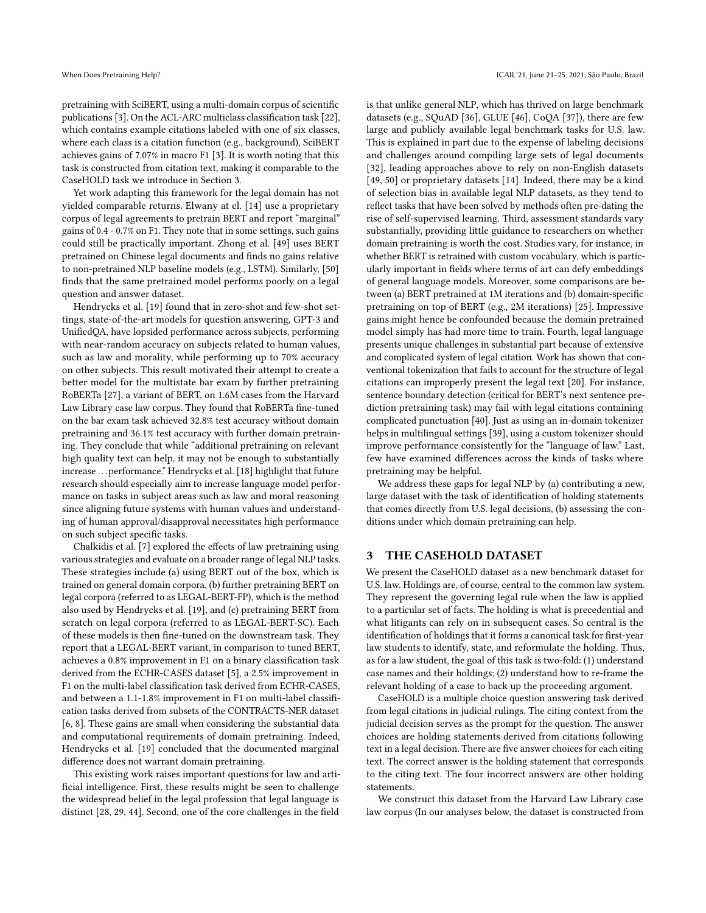pretraining with SciBERT, using a multi-domain corpus of scientific publications [3]. On the ACL-ARC multiclass classification task [22], which contains example citations labeled with one of six classes, where each class is a citation function (e.g., background), SciBERT achieves gains of 7.07% in macro F1 [3]. It is worth noting that this task is constructed from citation text, making it comparable to the CaseHOLD task we introduce in Section 3.

Yet work adapting this framework for the legal domain has not yielded comparable returns. Elwany at el. [14] use a proprietary corpus of legal agreements to pretrain BERT and report "marginal" gains of 0.4 - 0.7% on F1. They note that in some settings, such gains could still be practically important. Zhong et al. [49] uses BERT pretrained on Chinese legal documents and finds no gains relative to non-pretrained NLP baseline models (e.g., LSTM). Similarly, [50] finds that the same pretrained model performs poorly on a legal question and answer dataset.

Hendrycks et al. [19] found that in zero-shot and few-shot settings, state-of-the-art models for question answering, GPT-3 and UnifiedQA, have lopsided performance across subjects, performing with near-random accuracy on subjects related to human values, such as law and morality, while performing up to 70% accuracy on other subjects. This result motivated their attempt to create a better model for the multistate bar exam by further pretraining RoBERTa [27], a variant of BERT, on 1.6M cases from the Harvard Law Library case law corpus. They found that RoBERTa fine-tuned on the bar exam task achieved 32.8% test accuracy without domain pretraining and 36.1% test accuracy with further domain pretraining. They conclude that while "additional pretraining on relevant high quality text can help, it may not be enough to substantially increase ... performance." Hendrycks et al. [18] highlight that future research should especially aim to increase language model performance on tasks in subject areas such as law and moral reasoning since aligning future systems with human values and understanding of human approval/disapproval necessitates high performance on such subject specific tasks.

Chalkidis et al. [7] explored the effects of law pretraining using various strategies and evaluate on a broader range of legal NLP tasks. These strategies include (a) using BERT out of the box, which is trained on general domain corpora, (b) further pretraining BERT on legal corpora (referred to as LEGAL-BERT-FP), which is the method also used by Hendrycks et al. [19], and (c) pretraining BERT from scratch on legal corpora (referred to as LEGAL-BERT-SC). Each of these models is then fine-tuned on the downstream task. They report that a LEGAL-BERT variant, in comparison to tuned BERT, achieves a 0.8% improvement in F1 on a binary classification task derived from the ECHR-CASES dataset [5], a 2.5% improvement in F1 on the multi-label classification task derived from ECHR-CASES, and between a 1.1-1.8% improvement in F1 on multi-label classification tasks derived from subsets of the CONTRACTS-NER dataset [6, 8]. These gains are small when considering the substantial data and computational requirements of domain pretraining. Indeed, Hendrycks et al. [19] concluded that the documented marginal difference does not warrant domain pretraining.

This existing work raises important questions for law and artificial intelligence. First, these results might be seen to challenge the widespread belief in the legal profession that legal language is distinct [28, 29, 44]. Second, one of the core challenges in the field is that unlike general NLP, which has thrived on large benchmark datasets (e.g., SQuAD [36], GLUE [46], CoQA [37]), there are few large and publicly available legal benchmark tasks for U.S. law. This is explained in part due to the expense of labeling decisions and challenges around compiling large sets of legal documents [32], leading approaches above to rely on non-English datasets [49, 50] or proprietary datasets [14]. Indeed, there may be a kind of selection bias in available legal NLP datasets, as they tend to reflect tasks that have been solved by methods often pre-dating the rise of self-supervised learning. Third, assessment standards vary substantially, providing little guidance to researchers on whether domain pretraining is worth the cost. Studies vary, for instance, in whether BERT is retrained with custom vocabulary, which is particularly important in fields where terms of art can defy embeddings of general language models. Moreover, some comparisons are between (a) BERT pretrained at 1M iterations and (b) domain-specific pretraining on top of BERT (e.g., 2M iterations) [25]. Impressive gains might hence be confounded because the domain pretrained model simply has had more time to train. Fourth, legal language presents unique challenges in substantial part because of extensive and complicated system of legal citation. Work has shown that conventional tokenization that fails to account for the structure of legal citations can improperly present the legal text [20]. For instance, sentence boundary detection (critical for BERT's next sentence prediction pretraining task) may fail with legal citations containing complicated punctuation [40]. Just as using an in-domain tokenizer helps in multilingual settings [39], using a custom tokenizer should improve performance consistently for the "language of law." Last, few have examined differences across the kinds of tasks where pretraining may be helpful.

We address these gaps for legal NLP by (a) contributing a new, large dataset with the task of identification of holding statements that comes directly from U.S. legal decisions, (b) assessing the conditions under which domain pretraining can help.

## 3 THE CASEHOLD DATASET

We present the CaseHOLD dataset as a new benchmark dataset for U.S. law. Holdings are, of course, central to the common law system. They represent the governing legal rule when the law is applied to a particular set of facts. The holding is what is precedential and what litigants can rely on in subsequent cases. So central is the identification of holdings that it forms a canonical task for first-year law students to identify, state, and reformulate the holding. Thus, as for a law student, the goal of this task is two-fold: (1) understand case names and their holdings; (2) understand how to re-frame the relevant holding of a case to back up the proceeding argument.

CaseHOLD is a multiple choice question answering task derived from legal citations in judicial rulings. The citing context from the judicial decision serves as the prompt for the question. The answer choices are holding statements derived from citations following text in a legal decision. There are five answer choices for each citing text. The correct answer is the holding statement that corresponds to the citing text. The four incorrect answers are other holding statements.

We construct this dataset from the Harvard Law Library case law corpus (In our analyses below, the dataset is constructed from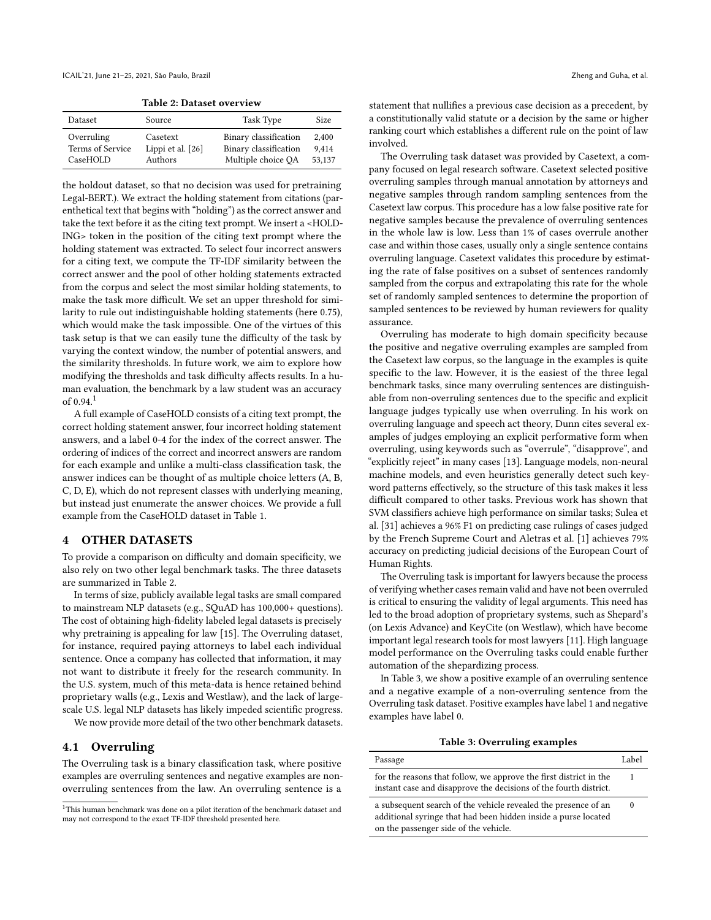**Table 2: Dataset overview**

| Dataset | Source | Task Type | Size |
| --- | --- | --- | --- |
| Overruling | Casetext | Binary classification | 2,400 |
| Terms of Service | Lippi et al. [26] | Binary classification | 9,414 |
| CaseHOLD | Authors | Multiple choice QA | 53,137 |

the holdout dataset, so that no decision was used for pretraining Legal-BERT.). We extract the holding statement from citations (parenthetical text that begins with "holding") as the correct answer and take the text before it as the citing text prompt. We insert a <HOLDING> token in the position of the citing text prompt where the holding statement was extracted. To select four incorrect answers for a citing text, we compute the TF-IDF similarity between the correct answer and the pool of other holding statements extracted from the corpus and select the most similar holding statements, to make the task more difficult. We set an upper threshold for similarity to rule out indistinguishable holding statements (here 0.75), which would make the task impossible. One of the virtues of this task setup is that we can easily tune the difficulty of the task by varying the context window, the number of potential answers, and the similarity thresholds. In future work, we aim to explore how modifying the thresholds and task difficulty affects results. In a human evaluation, the benchmark by a law student was an accuracy of 0.94.[1]

A full example of CaseHOLD consists of a citing text prompt, the correct holding statement answer, four incorrect holding statement answers, and a label 0-4 for the index of the correct answer. The ordering of indices of the correct and incorrect answers are random for each example and unlike a multi-class classification task, the answer indices can be thought of as multiple choice letters (A, B, C, D, E), which do not represent classes with underlying meaning, but instead just enumerate the answer choices. We provide a full example from the CaseHOLD dataset in Table 1.

## 4 OTHER DATASETS

To provide a comparison on difficulty and domain specificity, we also rely on two other legal benchmark tasks. The three datasets are summarized in Table 2.

In terms of size, publicly available legal tasks are small compared to mainstream NLP datasets (e.g., SQuAD has 100,000+ questions). The cost of obtaining high-fidelity labeled legal datasets is precisely why pretraining is appealing for law [15]. The Overruling dataset, for instance, required paying attorneys to label each individual sentence. Once a company has collected that information, it may not want to distribute it freely for the research community. In the U.S. system, much of this meta-data is hence retained behind proprietary walls (e.g., Lexis and Westlaw), and the lack of large-scale U.S. legal NLP datasets has likely impeded scientific progress.

We now provide more detail of the two other benchmark datasets.

### 4.1 Overruling

The Overruling task is a binary classification task, where positive examples are overruling sentences and negative examples are non-overruling sentences from the law. An overruling sentence is a statement that nullifies a previous case decision as a precedent, by a constitutionally valid statute or a decision by the same or higher ranking court which establishes a different rule on the point of law involved.

The Overruling task dataset was provided by Casetext, a company focused on legal research software. Casetext selected positive overruling samples through manual annotation by attorneys and negative samples through random sampling sentences from the Casetext law corpus. This procedure has a low false positive rate for negative samples because the prevalence of overruling sentences in the whole law is low. Less than 1% of cases overrule another case and within those cases, usually only a single sentence contains overruling language. Casetext validates this procedure by estimating the rate of false positives on a subset of sentences randomly sampled from the corpus and extrapolating this rate for the whole set of randomly sampled sentences to determine the proportion of sampled sentences to be reviewed by human reviewers for quality assurance.

Overruling has moderate to high domain specificity because the positive and negative overruling examples are sampled from the Casetext law corpus, so the language in the examples is quite specific to the law. However, it is the easiest of the three legal benchmark tasks, since many overruling sentences are distinguishable from non-overruling sentences due to the specific and explicit language judges typically use when overruling. In his work on overruling language and speech act theory, Dunn cites several examples of judges employing an explicit performative form when overruling, using keywords such as "overrule", "disapprove", and "explicitly reject" in many cases [13]. Language models, non-neural machine models, and even heuristics generally detect such keyword patterns effectively, so the structure of this task makes it less difficult compared to other tasks. Previous work has shown that SVM classifiers achieve high performance on similar tasks; Sulea et al. [31] achieves a 96% F1 on predicting case rulings of cases judged by the French Supreme Court and Aletras et al. [1] achieves 79% accuracy on predicting judicial decisions of the European Court of Human Rights.

The Overruling task is important for lawyers because the process of verifying whether cases remain valid and have not been overruled is critical to ensuring the validity of legal arguments. This need has led to the broad adoption of proprietary systems, such as Shepard's (on Lexis Advance) and KeyCite (on Westlaw), which have become important legal research tools for most lawyers [11]. High language model performance on the Overruling tasks could enable further automation of the shepardizing process.

In Table 3, we show a positive example of an overruling sentence and a negative example of a non-overruling sentence from the Overruling task dataset. Positive examples have label 1 and negative examples have label 0.

**Table 3: Overruling examples**

| Passage | Label |
| --- | --- |
| for the reasons that follow, we approve the first district in the instant case and disapprove the decisions of the fourth district. | 1 |
| a subsequent search of the vehicle revealed the presence of an additional syringe that had been hidden inside a purse located on the passenger side of the vehicle. | 0 |

[1] This human benchmark was done on a pilot iteration of the benchmark dataset and may not correspond to the exact TF-IDF threshold presented here.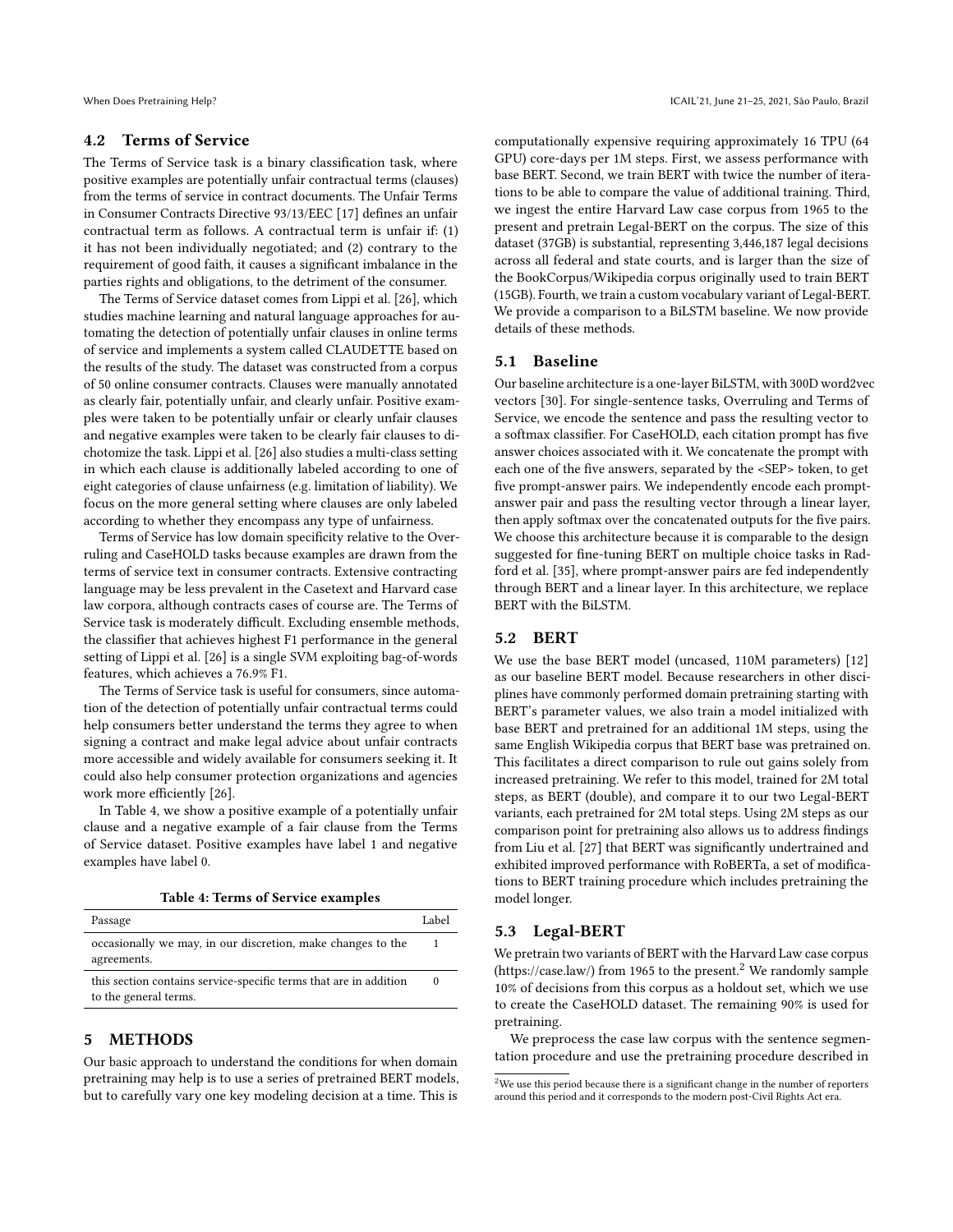### 4.2 Terms of Service

The Terms of Service task is a binary classification task, where positive examples are potentially unfair contractual terms (clauses) from the terms of service in contract documents. The Unfair Terms in Consumer Contracts Directive 93/13/EEC [17] defines an unfair contractual term as follows. A contractual term is unfair if: (1) it has not been individually negotiated; and (2) contrary to the requirement of good faith, it causes a significant imbalance in the parties rights and obligations, to the detriment of the consumer.

The Terms of Service dataset comes from Lippi et al. [26], which studies machine learning and natural language approaches for automating the detection of potentially unfair clauses in online terms of service and implements a system called CLAUDETTE based on the results of the study. The dataset was constructed from a corpus of 50 online consumer contracts. Clauses were manually annotated as clearly fair, potentially unfair, and clearly unfair. Positive examples were taken to be potentially unfair or clearly unfair clauses and negative examples were taken to be clearly fair clauses to dichotomize the task. Lippi et al. [26] also studies a multi-class setting in which each clause is additionally labeled according to one of eight categories of clause unfairness (e.g. limitation of liability). We focus on the more general setting where clauses are only labeled according to whether they encompass any type of unfairness.

Terms of Service has low domain specificity relative to the Overruling and CaseHOLD tasks because examples are drawn from the terms of service text in consumer contracts. Extensive contracting language may be less prevalent in the Casetext and Harvard case law corpora, although contracts cases of course are. The Terms of Service task is moderately difficult. Excluding ensemble methods, the classifier that achieves highest F1 performance in the general setting of Lippi et al. [26] is a single SVM exploiting bag-of-words features, which achieves a 76.9% F1.

The Terms of Service task is useful for consumers, since automation of the detection of potentially unfair contractual terms could help consumers better understand the terms they agree to when signing a contract and make legal advice about unfair contracts more accessible and widely available for consumers seeking it. It could also help consumer protection organizations and agencies work more efficiently [26].

In Table 4, we show a positive example of a potentially unfair clause and a negative example of a fair clause from the Terms of Service dataset. Positive examples have label 1 and negative examples have label 0.

**Table 4: Terms of Service examples**

| Passage | Label |
|---|---|
| occasionally we may, in our discretion, make changes to the agreements. | 1 |
| this section contains service-specific terms that are in addition to the general terms. | 0 |

## 5 METHODS

Our basic approach to understand the conditions for when domain pretraining may help is to use a series of pretrained BERT models, but to carefully vary one key modeling decision at a time. This is computationally expensive requiring approximately 16 TPU (64 GPU) core-days per 1M steps. First, we assess performance with base BERT. Second, we train BERT with twice the number of iterations to be able to compare the value of additional training. Third, we ingest the entire Harvard Law case corpus from 1965 to the present and pretrain Legal-BERT on the corpus. The size of this dataset (37GB) is substantial, representing 3,446,187 legal decisions across all federal and state courts, and is larger than the size of the BookCorpus/Wikipedia corpus originally used to train BERT (15GB). Fourth, we train a custom vocabulary variant of Legal-BERT. We provide a comparison to a BiLSTM baseline. We now provide details of these methods.

### 5.1 Baseline

Our baseline architecture is a one-layer BiLSTM, with 300D word2vec vectors [30]. For single-sentence tasks, Overruling and Terms of Service, we encode the sentence and pass the resulting vector to a softmax classifier. For CaseHOLD, each citation prompt has five answer choices associated with it. We concatenate the prompt with each one of the five answers, separated by the <SEP> token, to get five prompt-answer pairs. We independently encode each prompt-answer pair and pass the resulting vector through a linear layer, then apply softmax over the concatenated outputs for the five pairs. We choose this architecture because it is comparable to the design suggested for fine-tuning BERT on multiple choice tasks in Radford et al. [35], where prompt-answer pairs are fed independently through BERT and a linear layer. In this architecture, we replace BERT with the BiLSTM.

### 5.2 BERT

We use the base BERT model (uncased, 110M parameters) [12] as our baseline BERT model. Because researchers in other disciplines have commonly performed domain pretraining starting with BERT's parameter values, we also train a model initialized with base BERT and pretrained for an additional 1M steps, using the same English Wikipedia corpus that BERT base was pretrained on. This facilitates a direct comparison to rule out gains solely from increased pretraining. We refer to this model, trained for 2M total steps, as BERT (double), and compare it to our two Legal-BERT variants, each pretrained for 2M total steps. Using 2M steps as our comparison point for pretraining also allows us to address findings from Liu et al. [27] that BERT was significantly undertrained and exhibited improved performance with RoBERTa, a set of modifications to BERT training procedure which includes pretraining the model longer.

### 5.3 Legal-BERT

We pretrain two variants of BERT with the Harvard Law case corpus (https://case.law/) from 1965 to the present.[2] We randomly sample 10% of decisions from this corpus as a holdout set, which we use to create the CaseHOLD dataset. The remaining 90% is used for pretraining.

We preprocess the case law corpus with the sentence segmentation procedure and use the pretraining procedure described in

[2] We use this period because there is a significant change in the number of reporters around this period and it corresponds to the modern post-Civil Rights Act era.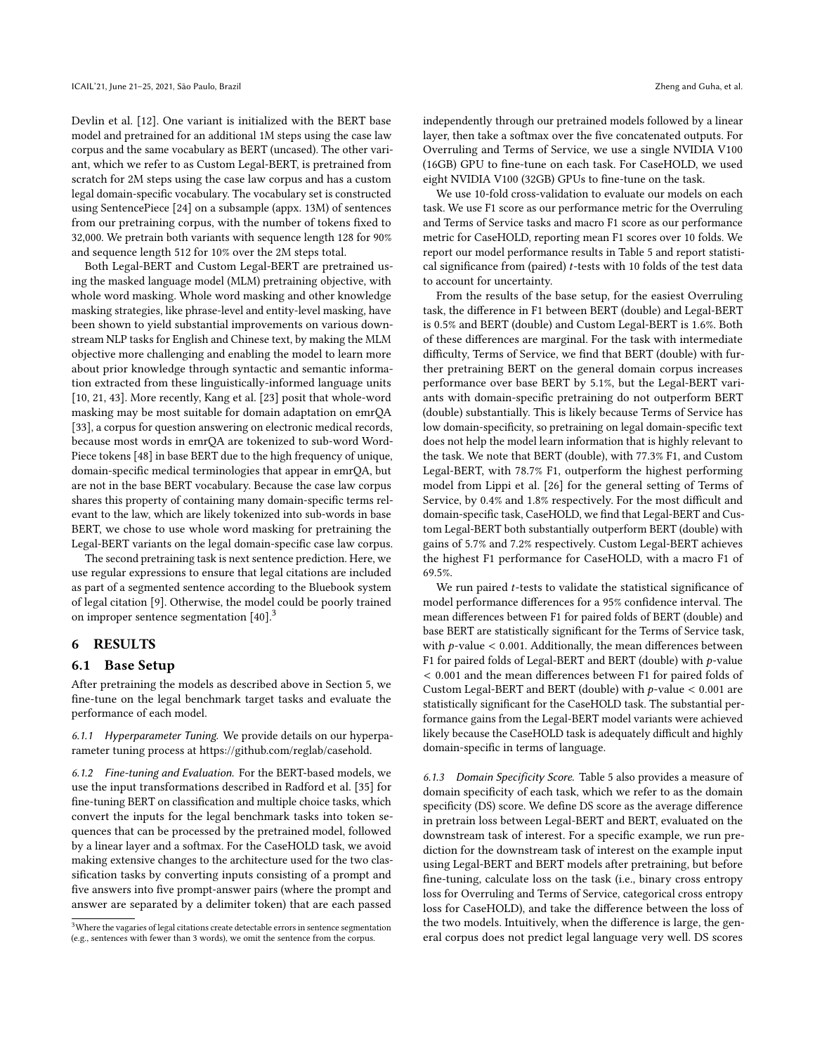Devlin et al. [12]. One variant is initialized with the BERT base model and pretrained for an additional 1M steps using the case law corpus and the same vocabulary as BERT (uncased). The other variant, which we refer to as Custom Legal-BERT, is pretrained from scratch for 2M steps using the case law corpus and has a custom legal domain-specific vocabulary. The vocabulary set is constructed using SentencePiece [24] on a subsample (appx. 13M) of sentences from our pretraining corpus, with the number of tokens fixed to 32,000. We pretrain both variants with sequence length 128 for 90% and sequence length 512 for 10% over the 2M steps total.

Both Legal-BERT and Custom Legal-BERT are pretrained using the masked language model (MLM) pretraining objective, with whole word masking. Whole word masking and other knowledge masking strategies, like phrase-level and entity-level masking, have been shown to yield substantial improvements on various downstream NLP tasks for English and Chinese text, by making the MLM objective more challenging and enabling the model to learn more about prior knowledge through syntactic and semantic information extracted from these linguistically-informed language units [10, 21, 43]. More recently, Kang et al. [23] posit that whole-word masking may be most suitable for domain adaptation on emrQA [33], a corpus for question answering on electronic medical records, because most words in emrQA are tokenized to sub-word WordPiece tokens [48] in base BERT due to the high frequency of unique, domain-specific medical terminologies that appear in emrQA, but are not in the base BERT vocabulary. Because the case law corpus shares this property of containing many domain-specific terms relevant to the law, which are likely tokenized into sub-words in base BERT, we chose to use whole word masking for pretraining the Legal-BERT variants on the legal domain-specific case law corpus.

The second pretraining task is next sentence prediction. Here, we use regular expressions to ensure that legal citations are included as part of a segmented sentence according to the Bluebook system of legal citation [9]. Otherwise, the model could be poorly trained on improper sentence segmentation [40].[3]

## 6 RESULTS

### 6.1 Base Setup

After pretraining the models as described above in Section 5, we fine-tune on the legal benchmark target tasks and evaluate the performance of each model.

*6.1.1 Hyperparameter Tuning.* We provide details on our hyperparameter tuning process at https://github.com/reglab/casehold.

*6.1.2 Fine-tuning and Evaluation.* For the BERT-based models, we use the input transformations described in Radford et al. [35] for fine-tuning BERT on classification and multiple choice tasks, which convert the inputs for the legal benchmark tasks into token sequences that can be processed by the pretrained model, followed by a linear layer and a softmax. For the CaseHOLD task, we avoid making extensive changes to the architecture used for the two classification tasks by converting inputs consisting of a prompt and five answers into five prompt-answer pairs (where the prompt and answer are separated by a delimiter token) that are each passed independently through our pretrained models followed by a linear layer, then take a softmax over the five concatenated outputs. For Overruling and Terms of Service, we use a single NVIDIA V100 (16GB) GPU to fine-tune on each task. For CaseHOLD, we used eight NVIDIA V100 (32GB) GPUs to fine-tune on the task.

We use 10-fold cross-validation to evaluate our models on each task. We use F1 score as our performance metric for the Overruling and Terms of Service tasks and macro F1 score as our performance metric for CaseHOLD, reporting mean F1 scores over 10 folds. We report our model performance results in Table 5 and report statistical significance from (paired) $t$-tests with 10 folds of the test data to account for uncertainty.

From the results of the base setup, for the easiest Overruling task, the difference in F1 between BERT (double) and Legal-BERT is 0.5% and BERT (double) and Custom Legal-BERT is 1.6%. Both of these differences are marginal. For the task with intermediate difficulty, Terms of Service, we find that BERT (double) with further pretraining BERT on the general domain corpus increases performance over base BERT by 5.1%, but the Legal-BERT variants with domain-specific pretraining do not outperform BERT (double) substantially. This is likely because Terms of Service has low domain-specificity, so pretraining on legal domain-specific text does not help the model learn information that is highly relevant to the task. We note that BERT (double), with 77.3% F1, and Custom Legal-BERT, with 78.7% F1, outperform the highest performing model from Lippi et al. [26] for the general setting of Terms of Service, by 0.4% and 1.8% respectively. For the most difficult and domain-specific task, CaseHOLD, we find that Legal-BERT and Custom Legal-BERT both substantially outperform BERT (double) with gains of 5.7% and 7.2% respectively. Custom Legal-BERT achieves the highest F1 performance for CaseHOLD, with a macro F1 of 69.5%.

We run paired $t$-tests to validate the statistical significance of model performance differences for a 95% confidence interval. The mean differences between F1 for paired folds of BERT (double) and base BERT are statistically significant for the Terms of Service task, with $p$-value $< 0.001$. Additionally, the mean differences between F1 for paired folds of Legal-BERT and BERT (double) with $p$-value $< 0.001$ and the mean differences between F1 for paired folds of Custom Legal-BERT and BERT (double) with $p$-value $< 0.001$ are statistically significant for the CaseHOLD task. The substantial performance gains from the Legal-BERT model variants were achieved likely because the CaseHOLD task is adequately difficult and highly domain-specific in terms of language.

*6.1.3 Domain Specificity Score.* Table 5 also provides a measure of domain specificity of each task, which we refer to as the domain specificity (DS) score. We define DS score as the average difference in pretrain loss between Legal-BERT and BERT, evaluated on the downstream task of interest. For a specific example, we run prediction for the downstream task of interest on the example input using Legal-BERT and BERT models after pretraining, but before fine-tuning, calculate loss on the task (i.e., binary cross entropy loss for Overruling and Terms of Service, categorical cross entropy loss for CaseHOLD), and take the difference between the loss of the two models. Intuitively, when the difference is large, the general corpus does not predict legal language very well. DS scores

[3] Where the vagaries of legal citations create detectable errors in sentence segmentation (e.g., sentences with fewer than 3 words), we omit the sentence from the corpus.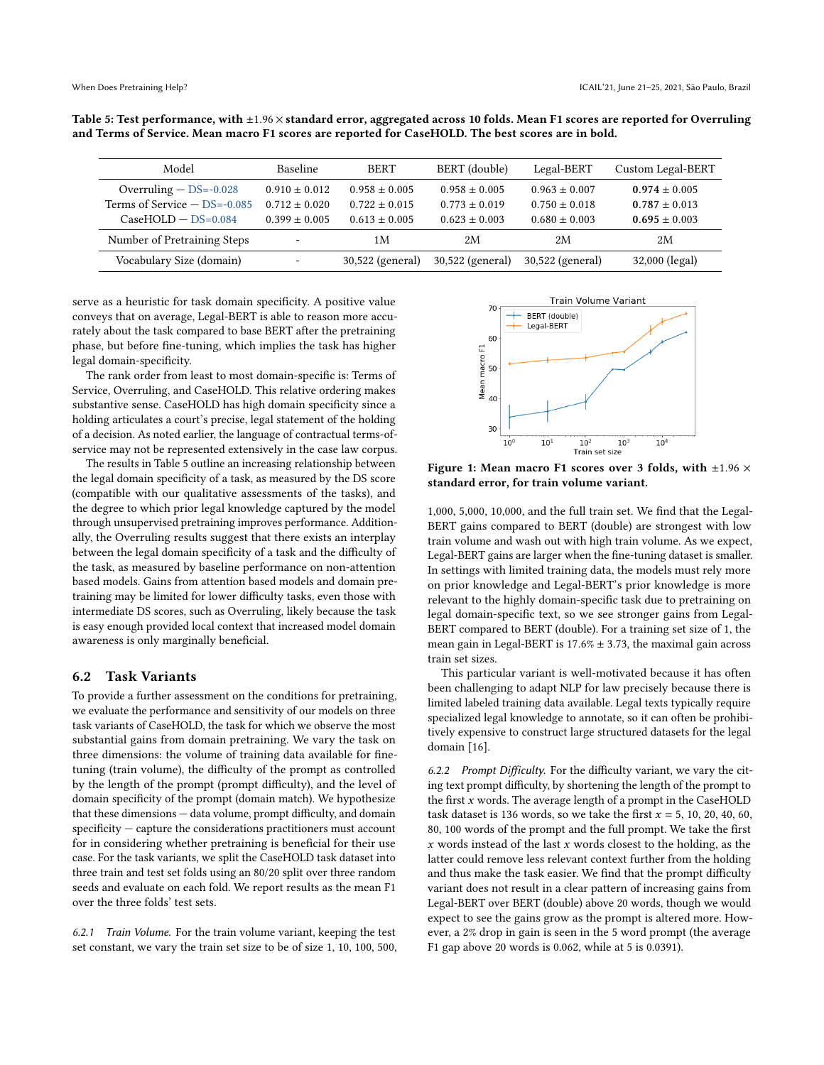**Table 5: Test performance, with ±1.96 × standard error, aggregated across 10 folds. Mean F1 scores are reported for Overruling and Terms of Service. Mean macro F1 scores are reported for CaseHOLD. The best scores are in bold.**

| Model | Baseline | BERT | BERT (double) | Legal-BERT | Custom Legal-BERT |
|---|---|---|---|---|---|
| Overruling — DS=-0.028 | 0.910 ± 0.012 | 0.958 ± 0.005 | 0.958 ± 0.005 | 0.963 ± 0.007 | **0.974** ± 0.005 |
| Terms of Service — DS=-0.085 | 0.712 ± 0.020 | 0.722 ± 0.015 | 0.773 ± 0.019 | 0.750 ± 0.018 | **0.787** ± 0.013 |
| CaseHOLD — DS=0.084 | 0.399 ± 0.005 | 0.613 ± 0.005 | 0.623 ± 0.003 | 0.680 ± 0.003 | **0.695** ± 0.003 |
| Number of Pretraining Steps | - | 1M | 2M | 2M | 2M |
| Vocabulary Size (domain) | - | 30,522 (general) | 30,522 (general) | 30,522 (general) | 32,000 (legal) |

serve as a heuristic for task domain specificity. A positive value conveys that on average, Legal-BERT is able to reason more accurately about the task compared to base BERT after the pretraining phase, but before fine-tuning, which implies the task has higher legal domain-specificity.

The rank order from least to most domain-specific is: Terms of Service, Overruling, and CaseHOLD. This relative ordering makes substantive sense. CaseHOLD has high domain specificity since a holding articulates a court's precise, legal statement of the holding of a decision. As noted earlier, the language of contractual terms-of-service may not be represented extensively in the case law corpus.

The results in Table 5 outline an increasing relationship between the legal domain specificity of a task, as measured by the DS score (compatible with our qualitative assessments of the tasks), and the degree to which prior legal knowledge captured by the model through unsupervised pretraining improves performance. Additionally, the Overruling results suggest that there exists an interplay between the legal domain specificity of a task and the difficulty of the task, as measured by baseline performance on non-attention based models. Gains from attention based models and domain pretraining may be limited for lower difficulty tasks, even those with intermediate DS scores, such as Overruling, likely because the task is easy enough provided local context that increased model domain awareness is only marginally beneficial.

## 6.2 Task Variants

To provide a further assessment on the conditions for pretraining, we evaluate the performance and sensitivity of our models on three task variants of CaseHOLD, the task for which we observe the most substantial gains from domain pretraining. We vary the task on three dimensions: the volume of training data available for fine-tuning (train volume), the difficulty of the prompt as controlled by the length of the prompt (prompt difficulty), and the level of domain specificity of the prompt (domain match). We hypothesize that these dimensions — data volume, prompt difficulty, and domain specificity — capture the considerations practitioners must account for in considering whether pretraining is beneficial for their use case. For the task variants, we split the CaseHOLD task dataset into three train and test set folds using an 80/20 split over three random seeds and evaluate on each fold. We report results as the mean F1 over the three folds' test sets.

*6.2.1 Train Volume.* For the train volume variant, keeping the test set constant, we vary the train set size to be of size 1, 10, 100, 500, 1,000, 5,000, 10,000, and the full train set. We find that the Legal-BERT gains compared to BERT (double) are strongest with low train volume and wash out with high train volume. As we expect, Legal-BERT gains are larger when the fine-tuning dataset is smaller. In settings with limited training data, the models must rely more on prior knowledge and Legal-BERT's prior knowledge is more relevant to the highly domain-specific task due to pretraining on legal domain-specific text, so we see stronger gains from Legal-BERT compared to BERT (double). For a training set size of 1, the mean gain in Legal-BERT is 17.6% ± 3.73, the maximal gain across train set sizes.

**Figure 1: Mean macro F1 scores over 3 folds, with ±1.96 × standard error, for train volume variant.**

This particular variant is well-motivated because it has often been challenging to adapt NLP for law precisely because there is limited labeled training data available. Legal texts typically require specialized legal knowledge to annotate, so it can often be prohibitively expensive to construct large structured datasets for the legal domain [16].

*6.2.2 Prompt Difficulty.* For the difficulty variant, we vary the citing text prompt difficulty, by shortening the length of the prompt to the first $x$ words. The average length of a prompt in the CaseHOLD task dataset is 136 words, so we take the first $x$ = 5, 10, 20, 40, 60, 80, 100 words of the prompt and the full prompt. We take the first $x$ words instead of the last $x$ words closest to the holding, as the latter could remove less relevant context further from the holding and thus make the task easier. We find that the prompt difficulty variant does not result in a clear pattern of increasing gains from Legal-BERT over BERT (double) above 20 words, though we would expect to see the gains grow as the prompt is altered more. However, a 2% drop in gain is seen in the 5 word prompt (the average F1 gap above 20 words is 0.062, while at 5 is 0.0391).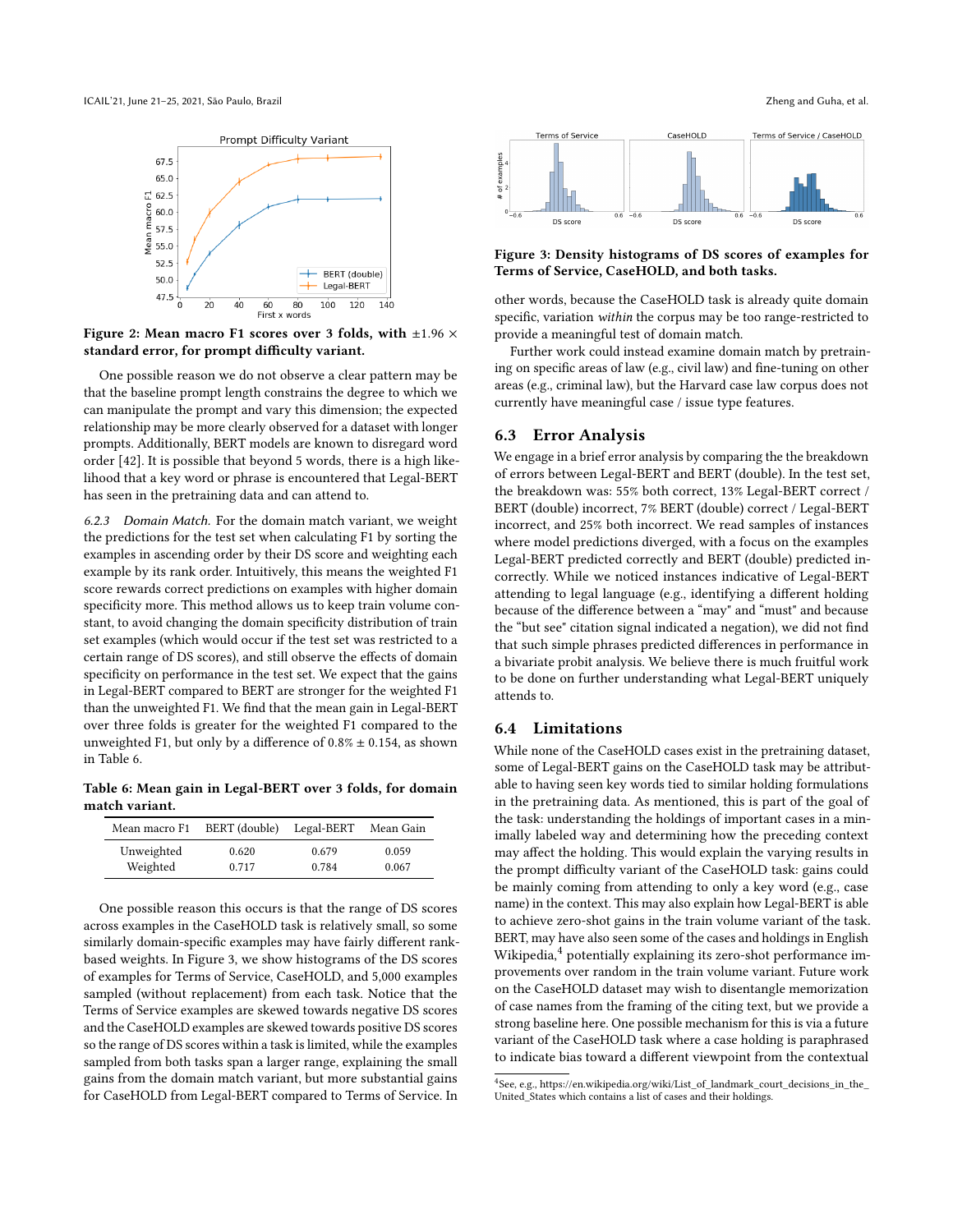Figure 2: Mean macro F1 scores over 3 folds, with $\pm 1.96 \times$ standard error, for prompt difficulty variant.

One possible reason we do not observe a clear pattern may be that the baseline prompt length constrains the degree to which we can manipulate the prompt and vary this dimension; the expected relationship may be more clearly observed for a dataset with longer prompts. Additionally, BERT models are known to disregard word order [42]. It is possible that beyond 5 words, there is a high likelihood that a key word or phrase is encountered that Legal-BERT has seen in the pretraining data and can attend to.

*6.2.3 Domain Match.* For the domain match variant, we weight the predictions for the test set when calculating F1 by sorting the examples in ascending order by their DS score and weighting each example by its rank order. Intuitively, this means the weighted F1 score rewards correct predictions on examples with higher domain specificity more. This method allows us to keep train volume constant, to avoid changing the domain specificity distribution of train set examples (which would occur if the test set was restricted to a certain range of DS scores), and still observe the effects of domain specificity on performance in the test set. We expect that the gains in Legal-BERT compared to BERT are stronger for the weighted F1 than the unweighted F1. We find that the mean gain in Legal-BERT over three folds is greater for the weighted F1 compared to the unweighted F1, but only by a difference of 0.8% ± 0.154, as shown in Table 6.

**Table 6: Mean gain in Legal-BERT over 3 folds, for domain match variant.**

| Mean macro F1 | BERT (double) | Legal-BERT | Mean Gain |
|---|---|---|---|
| Unweighted | 0.620 | 0.679 | 0.059 |
| Weighted | 0.717 | 0.784 | 0.067 |

One possible reason this occurs is that the range of DS scores across examples in the CaseHOLD task is relatively small, so some similarly domain-specific examples may have fairly different rank-based weights. In Figure 3, we show histograms of the DS scores of examples for Terms of Service, CaseHOLD, and 5,000 examples sampled (without replacement) from each task. Notice that the Terms of Service examples are skewed towards negative DS scores and the CaseHOLD examples are skewed towards positive DS scores so the range of DS scores within a task is limited, while the examples sampled from both tasks span a larger range, explaining the small gains from the domain match variant, but more substantial gains for CaseHOLD from Legal-BERT compared to Terms of Service. In other words, because the CaseHOLD task is already quite domain specific, variation *within* the corpus may be too range-restricted to provide a meaningful test of domain match.

Figure 3: Density histograms of DS scores of examples for Terms of Service, CaseHOLD, and both tasks.

Further work could instead examine domain match by pretraining on specific areas of law (e.g., civil law) and fine-tuning on other areas (e.g., criminal law), but the Harvard case law corpus does not currently have meaningful case / issue type features.

## 6.3 Error Analysis

We engage in a brief error analysis by comparing the the breakdown of errors between Legal-BERT and BERT (double). In the test set, the breakdown was: 55% both correct, 13% Legal-BERT correct / BERT (double) incorrect, 7% BERT (double) correct / Legal-BERT incorrect, and 25% both incorrect. We read samples of instances where model predictions diverged, with a focus on the examples Legal-BERT predicted correctly and BERT (double) predicted incorrectly. While we noticed instances indicative of Legal-BERT attending to legal language (e.g., identifying a different holding because of the difference between a "may" and "must" and because the "but see" citation signal indicated a negation), we did not find that such simple phrases predicted differences in performance in a bivariate probit analysis. We believe there is much fruitful work to be done on further understanding what Legal-BERT uniquely attends to.

## 6.4 Limitations

While none of the CaseHOLD cases exist in the pretraining dataset, some of Legal-BERT gains on the CaseHOLD task may be attributable to having seen key words tied to similar holding formulations in the pretraining data. As mentioned, this is part of the goal of the task: understanding the holdings of important cases in a minimally labeled way and determining how the preceding context may affect the holding. This would explain the varying results in the prompt difficulty variant of the CaseHOLD task: gains could be mainly coming from attending to only a key word (e.g., case name) in the context. This may also explain how Legal-BERT is able to achieve zero-shot gains in the train volume variant of the task. BERT, may have also seen some of the cases and holdings in English Wikipedia,[4] potentially explaining its zero-shot performance improvements over random in the train volume variant. Future work on the CaseHOLD dataset may wish to disentangle memorization of case names from the framing of the citing text, but we provide a strong baseline here. One possible mechanism for this is via a future variant of the CaseHOLD task where a case holding is paraphrased to indicate bias toward a different viewpoint from the contextual

[4]See, e.g., https://en.wikipedia.org/wiki/List_of_landmark_court_decisions_in_the_United_States which contains a list of cases and their holdings.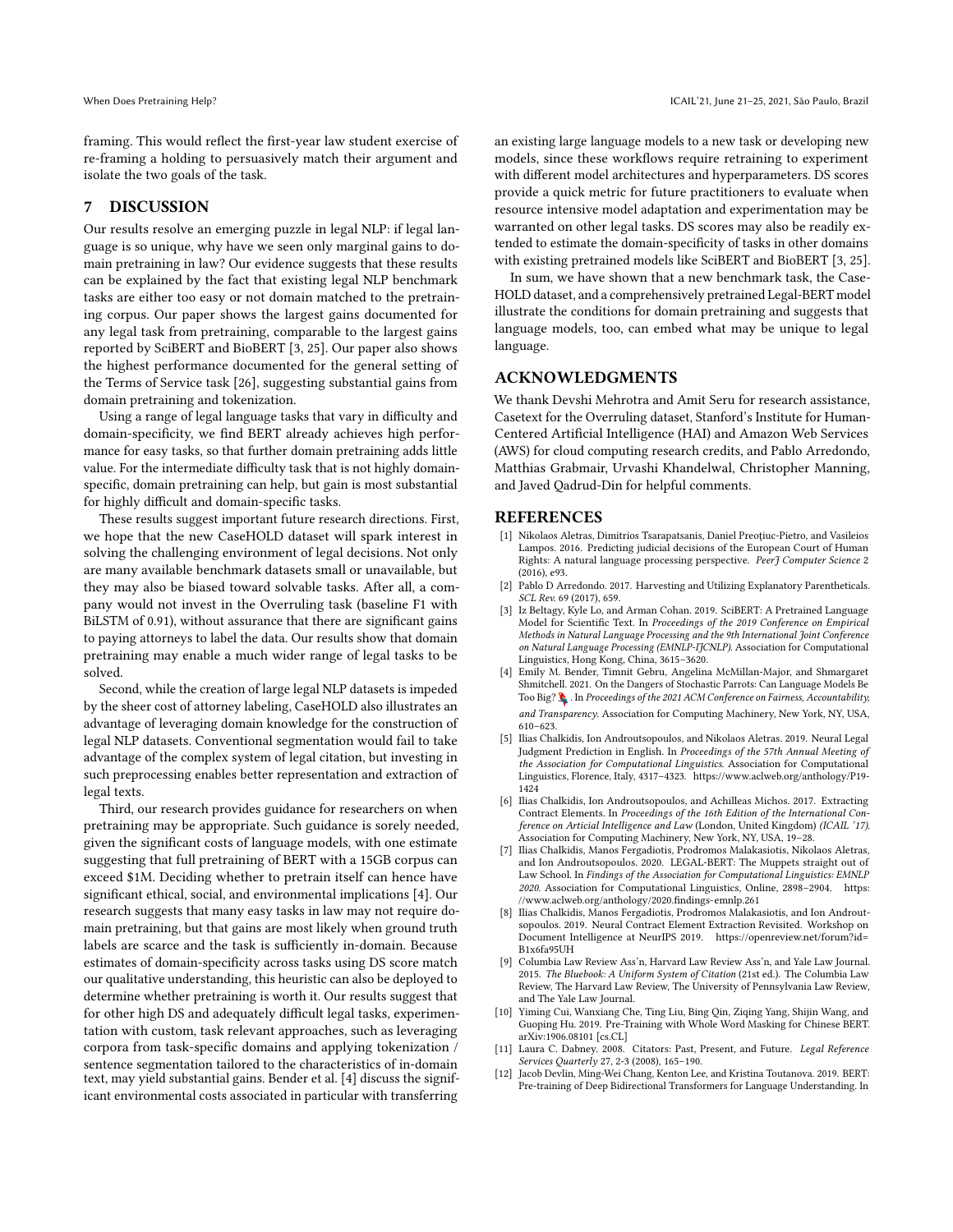framing. This would reflect the first-year law student exercise of re-framing a holding to persuasively match their argument and isolate the two goals of the task.

## 7 DISCUSSION

Our results resolve an emerging puzzle in legal NLP: if legal language is so unique, why have we seen only marginal gains to domain pretraining in law? Our evidence suggests that these results can be explained by the fact that existing legal NLP benchmark tasks are either too easy or not domain matched to the pretraining corpus. Our paper shows the largest gains documented for any legal task from pretraining, comparable to the largest gains reported by SciBERT and BioBERT [3, 25]. Our paper also shows the highest performance documented for the general setting of the Terms of Service task [26], suggesting substantial gains from domain pretraining and tokenization.

Using a range of legal language tasks that vary in difficulty and domain-specificity, we find BERT already achieves high performance for easy tasks, so that further domain pretraining adds little value. For the intermediate difficulty task that is not highly domain-specific, domain pretraining can help, but gain is most substantial for highly difficult and domain-specific tasks.

These results suggest important future research directions. First, we hope that the new CaseHOLD dataset will spark interest in solving the challenging environment of legal decisions. Not only are many available benchmark datasets small or unavailable, but they may also be biased toward solvable tasks. After all, a company would not invest in the Overruling task (baseline F1 with BiLSTM of 0.91), without assurance that there are significant gains to paying attorneys to label the data. Our results show that domain pretraining may enable a much wider range of legal tasks to be solved.

Second, while the creation of large legal NLP datasets is impeded by the sheer cost of attorney labeling, CaseHOLD also illustrates an advantage of leveraging domain knowledge for the construction of legal NLP datasets. Conventional segmentation would fail to take advantage of the complex system of legal citation, but investing in such preprocessing enables better representation and extraction of legal texts.

Third, our research provides guidance for researchers on when pretraining may be appropriate. Such guidance is sorely needed, given the significant costs of language models, with one estimate suggesting that full pretraining of BERT with a 15GB corpus can exceed $1M. Deciding whether to pretrain itself can hence have significant ethical, social, and environmental implications [4]. Our research suggests that many easy tasks in law may not require domain pretraining, but that gains are most likely when ground truth labels are scarce and the task is sufficiently in-domain. Because estimates of domain-specificity across tasks using DS score match our qualitative understanding, this heuristic can also be deployed to determine whether pretraining is worth it. Our results suggest that for other high DS and adequately difficult legal tasks, experimentation with custom, task relevant approaches, such as leveraging corpora from task-specific domains and applying tokenization / sentence segmentation tailored to the characteristics of in-domain text, may yield substantial gains. Bender et al. [4] discuss the significant environmental costs associated in particular with transferring an existing large language models to a new task or developing new models, since these workflows require retraining to experiment with different model architectures and hyperparameters. DS scores provide a quick metric for future practitioners to evaluate when resource intensive model adaptation and experimentation may be warranted on other legal tasks. DS scores may also be readily extended to estimate the domain-specificity of tasks in other domains with existing pretrained models like SciBERT and BioBERT [3, 25].

In sum, we have shown that a new benchmark task, the CaseHOLD dataset, and a comprehensively pretrained Legal-BERT model illustrate the conditions for domain pretraining and suggests that language models, too, can embed what may be unique to legal language.

## ACKNOWLEDGMENTS

We thank Devshi Mehrotra and Amit Seru for research assistance, Casetext for the Overruling dataset, Stanford's Institute for Human-Centered Artificial Intelligence (HAI) and Amazon Web Services (AWS) for cloud computing research credits, and Pablo Arredondo, Matthias Grabmair, Urvashi Khandelwal, Christopher Manning, and Javed Qadrud-Din for helpful comments.

## REFERENCES

[1] Nikolaos Aletras, Dimitrios Tsarapatsanis, Daniel Preoţiuc-Pietro, and Vasileios Lampos. 2016. Predicting judicial decisions of the European Court of Human Rights: A natural language processing perspective. *PeerJ Computer Science* 2 (2016), e93.

[2] Pablo D Arredondo. 2017. Harvesting and Utilizing Explanatory Parentheticals. *SCL Rev.* 69 (2017), 659.

[3] Iz Beltagy, Kyle Lo, and Arman Cohan. 2019. SciBERT: A Pretrained Language Model for Scientific Text. In *Proceedings of the 2019 Conference on Empirical Methods in Natural Language Processing and the 9th International Joint Conference on Natural Language Processing (EMNLP-IJCNLP)*. Association for Computational Linguistics, Hong Kong, China, 3615–3620.

[4] Emily M. Bender, Timnit Gebru, Angelina McMillan-Major, and Shmargaret Shmitchell. 2021. On the Dangers of Stochastic Parrots: Can Language Models Be Too Big? 🦜. In *Proceedings of the 2021 ACM Conference on Fairness, Accountability, and Transparency*. Association for Computing Machinery, New York, NY, USA, 610–623.

[5] Ilias Chalkidis, Ion Androutsopoulos, and Nikolaos Aletras. 2019. Neural Legal Judgment Prediction in English. In *Proceedings of the 57th Annual Meeting of the Association for Computational Linguistics*. Association for Computational Linguistics, Florence, Italy, 4317–4323. https://www.aclweb.org/anthology/P19-1424

[6] Ilias Chalkidis, Ion Androutsopoulos, and Achilleas Michos. 2017. Extracting Contract Elements. In *Proceedings of the 16th Edition of the International Conference on Articial Intelligence and Law* (London, United Kingdom) *(ICAIL '17)*. Association for Computing Machinery, New York, NY, USA, 19–28.

[7] Ilias Chalkidis, Manos Fergadiotis, Prodromos Malakasiotis, Nikolaos Aletras, and Ion Androutsopoulos. 2020. LEGAL-BERT: The Muppets straight out of Law School. In *Findings of the Association for Computational Linguistics: EMNLP 2020*. Association for Computational Linguistics, Online, 2898–2904. https://www.aclweb.org/anthology/2020.findings-emnlp.261

[8] Ilias Chalkidis, Manos Fergadiotis, Prodromos Malakasiotis, and Ion Androutsopoulos. 2019. Neural Contract Element Extraction Revisited. Workshop on Document Intelligence at NeurIPS 2019. https://openreview.net/forum?id=B1x6fa95UH

[9] Columbia Law Review Ass'n, Harvard Law Review Ass'n, and Yale Law Journal. 2015. *The Bluebook: A Uniform System of Citation* (21st ed.). The Columbia Law Review, The Harvard Law Review, The University of Pennsylvania Law Review, and The Yale Law Journal.

[10] Yiming Cui, Wanxiang Che, Ting Liu, Bing Qin, Ziqing Yang, Shijin Wang, and Guoping Hu. 2019. Pre-Training with Whole Word Masking for Chinese BERT. arXiv:1906.08101 [cs.CL]

[11] Laura C. Dabney. 2008. Citators: Past, Present, and Future. *Legal Reference Services Quarterly* 27, 2-3 (2008), 165–190.

[12] Jacob Devlin, Ming-Wei Chang, Kenton Lee, and Kristina Toutanova. 2019. BERT: Pre-training of Deep Bidirectional Transformers for Language Understanding. In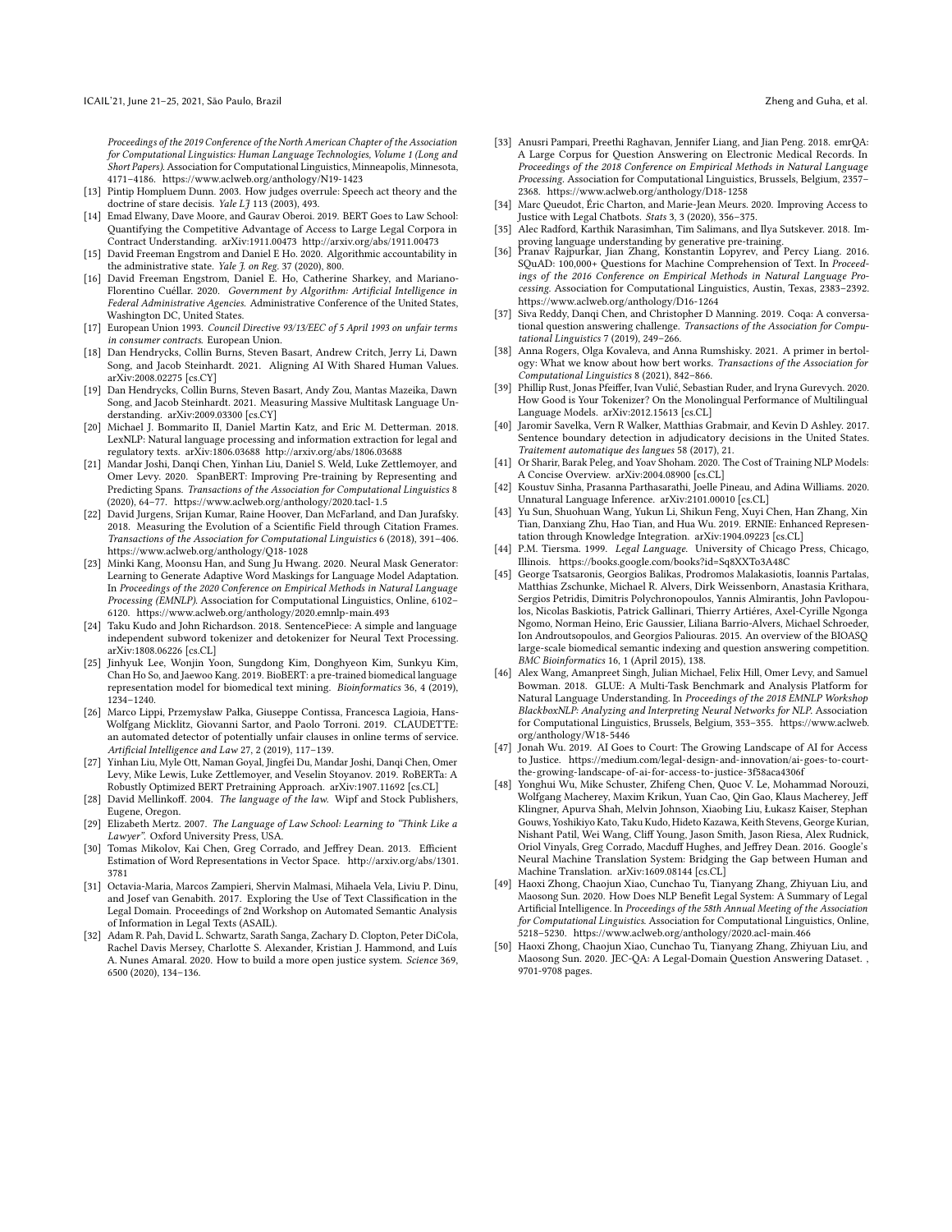*Proceedings of the 2019 Conference of the North American Chapter of the Association for Computational Linguistics: Human Language Technologies, Volume 1 (Long and Short Papers)*. Association for Computational Linguistics, Minneapolis, Minnesota, 4171–4186. https://www.aclweb.org/anthology/N19-1423

[13] Pintip Hompluem Dunn. 2003. How judges overrule: Speech act theory and the doctrine of stare decisis. *Yale LJ* 113 (2003), 493.

[14] Emad Elwany, Dave Moore, and Gaurav Oberoi. 2019. BERT Goes to Law School: Quantifying the Competitive Advantage of Access to Large Legal Corpora in Contract Understanding. arXiv:1911.00473 http://arxiv.org/abs/1911.00473

[15] David Freeman Engstrom and Daniel E Ho. 2020. Algorithmic accountability in the administrative state. *Yale J. on Reg.* 37 (2020), 800.

[16] David Freeman Engstrom, Daniel E. Ho, Catherine Sharkey, and Mariano-Florentino Cuéllar. 2020. *Government by Algorithm: Artificial Intelligence in Federal Administrative Agencies*. Administrative Conference of the United States, Washington DC, United States.

[17] European Union 1993. *Council Directive 93/13/EEC of 5 April 1993 on unfair terms in consumer contracts*. European Union.

[18] Dan Hendrycks, Collin Burns, Steven Basart, Andrew Critch, Jerry Li, Dawn Song, and Jacob Steinhardt. 2021. Aligning AI With Shared Human Values. arXiv:2008.02275 [cs.CY]

[19] Dan Hendrycks, Collin Burns, Steven Basart, Andy Zou, Mantas Mazeika, Dawn Song, and Jacob Steinhardt. 2021. Measuring Massive Multitask Language Understanding. arXiv:2009.03300 [cs.CY]

[20] Michael J. Bommarito II, Daniel Martin Katz, and Eric M. Detterman. 2018. LexNLP: Natural language processing and information extraction for legal and regulatory texts. arXiv:1806.03688 http://arxiv.org/abs/1806.03688

[21] Mandar Joshi, Danqi Chen, Yinhan Liu, Daniel S. Weld, Luke Zettlemoyer, and Omer Levy. 2020. SpanBERT: Improving Pre-training by Representing and Predicting Spans. *Transactions of the Association for Computational Linguistics* 8 (2020), 64–77. https://www.aclweb.org/anthology/2020.tacl-1.5

[22] David Jurgens, Srijan Kumar, Raine Hoover, Dan McFarland, and Dan Jurafsky. 2018. Measuring the Evolution of a Scientific Field through Citation Frames. *Transactions of the Association for Computational Linguistics* 6 (2018), 391–406. https://www.aclweb.org/anthology/Q18-1028

[23] Minki Kang, Moonsu Han, and Sung Ju Hwang. 2020. Neural Mask Generator: Learning to Generate Adaptive Word Maskings for Language Model Adaptation. In *Proceedings of the 2020 Conference on Empirical Methods in Natural Language Processing (EMNLP)*. Association for Computational Linguistics, Online, 6102–6120. https://www.aclweb.org/anthology/2020.emnlp-main.493

[24] Taku Kudo and John Richardson. 2018. SentencePiece: A simple and language independent subword tokenizer and detokenizer for Neural Text Processing. arXiv:1808.06226 [cs.CL]

[25] Jinhyuk Lee, Wonjin Yoon, Sungdong Kim, Donghyeon Kim, Sunkyu Kim, Chan Ho So, and Jaewoo Kang. 2019. BioBERT: a pre-trained biomedical language representation model for biomedical text mining. *Bioinformatics* 36, 4 (2019), 1234–1240.

[26] Marco Lippi, Przemysław Pałka, Giuseppe Contissa, Francesca Lagioia, Hans-Wolfgang Micklitz, Giovanni Sartor, and Paolo Torroni. 2019. CLAUDETTE: an automated detector of potentially unfair clauses in online terms of service. *Artificial Intelligence and Law* 27, 2 (2019), 117–139.

[27] Yinhan Liu, Myle Ott, Naman Goyal, Jingfei Du, Mandar Joshi, Danqi Chen, Omer Levy, Mike Lewis, Luke Zettlemoyer, and Veselin Stoyanov. 2019. RoBERTa: A Robustly Optimized BERT Pretraining Approach. arXiv:1907.11692 [cs.CL]

[28] David Mellinkoff. 2004. *The language of the law*. Wipf and Stock Publishers, Eugene, Oregon.

[29] Elizabeth Mertz. 2007. *The Language of Law School: Learning to "Think Like a Lawyer"*. Oxford University Press, USA.

[30] Tomas Mikolov, Kai Chen, Greg Corrado, and Jeffrey Dean. 2013. Efficient Estimation of Word Representations in Vector Space. http://arxiv.org/abs/1301.3781

[31] Octavia-Maria, Marcos Zampieri, Shervin Malmasi, Mihaela Vela, Liviu P. Dinu, and Josef van Genabith. 2017. Exploring the Use of Text Classification in the Legal Domain. Proceedings of 2nd Workshop on Automated Semantic Analysis of Information in Legal Texts (ASAIL).

[32] Adam R. Pah, David L. Schwartz, Sarath Sanga, Zachary D. Clopton, Peter DiCola, Rachel Davis Mersey, Charlotte S. Alexander, Kristian J. Hammond, and Luís A. Nunes Amaral. 2020. How to build a more open justice system. *Science* 369, 6500 (2020), 134–136.

[33] Anusri Pampari, Preethi Raghavan, Jennifer Liang, and Jian Peng. 2018. emrQA: A Large Corpus for Question Answering on Electronic Medical Records. In *Proceedings of the 2018 Conference on Empirical Methods in Natural Language Processing*. Association for Computational Linguistics, Brussels, Belgium, 2357–2368. https://www.aclweb.org/anthology/D18-1258

[34] Marc Queudot, Éric Charton, and Marie-Jean Meurs. 2020. Improving Access to Justice with Legal Chatbots. *Stats* 3, 3 (2020), 356–375.

[35] Alec Radford, Karthik Narasimhan, Tim Salimans, and Ilya Sutskever. 2018. Improving language understanding by generative pre-training.

[36] Pranav Rajpurkar, Jian Zhang, Konstantin Lopyrev, and Percy Liang. 2016. SQuAD: 100,000+ Questions for Machine Comprehension of Text. In *Proceedings of the 2016 Conference on Empirical Methods in Natural Language Processing*. Association for Computational Linguistics, Austin, Texas, 2383–2392. https://www.aclweb.org/anthology/D16-1264

[37] Siva Reddy, Danqi Chen, and Christopher D Manning. 2019. Coqa: A conversational question answering challenge. *Transactions of the Association for Computational Linguistics* 7 (2019), 249–266.

[38] Anna Rogers, Olga Kovaleva, and Anna Rumshisky. 2021. A primer in bertology: What we know about how bert works. *Transactions of the Association for Computational Linguistics* 8 (2021), 842–866.

[39] Phillip Rust, Jonas Pfeiffer, Ivan Vulić, Sebastian Ruder, and Iryna Gurevych. 2020. How Good is Your Tokenizer? On the Monolingual Performance of Multilingual Language Models. arXiv:2012.15613 [cs.CL]

[40] Jaromir Savelka, Vern R Walker, Matthias Grabmair, and Kevin D Ashley. 2017. Sentence boundary detection in adjudicatory decisions in the United States. *Traitement automatique des langues* 58 (2017), 21.

[41] Or Sharir, Barak Peleg, and Yoav Shoham. 2020. The Cost of Training NLP Models: A Concise Overview. arXiv:2004.08900 [cs.CL]

[42] Koustuv Sinha, Prasanna Parthasarathi, Joelle Pineau, and Adina Williams. 2020. Unnatural Language Inference. arXiv:2101.00010 [cs.CL]

[43] Yu Sun, Shuohuan Wang, Yukun Li, Shikun Feng, Xuyi Chen, Han Zhang, Xin Tian, Danxiang Zhu, Hao Tian, and Hua Wu. 2019. ERNIE: Enhanced Representation through Knowledge Integration. arXiv:1904.09223 [cs.CL]

[44] P.M. Tiersma. 1999. *Legal Language*. University of Chicago Press, Chicago, Illinois. https://books.google.com/books?id=Sq8XXTo3A48C

[45] George Tsatsaronis, Georgios Balikas, Prodromos Malakasiotis, Ioannis Partalas, Matthias Zschunke, Michael R. Alvers, Dirk Weissenborn, Anastasia Krithara, Sergios Petridis, Dimitris Polychronopoulos, Yannis Almirantis, John Pavlopoulos, Nicolas Baskiotis, Patrick Gallinari, Thierry Artiéres, Axel-Cyrille Ngonga Ngomo, Norman Heino, Eric Gaussier, Liliana Barrio-Alvers, Michael Schroeder, Ion Androutsopoulos, and Georgios Paliouras. 2015. An overview of the BIOASQ large-scale biomedical semantic indexing and question answering competition. *BMC Bioinformatics* 16, 1 (April 2015), 138.

[46] Alex Wang, Amanpreet Singh, Julian Michael, Felix Hill, Omer Levy, and Samuel Bowman. 2018. GLUE: A Multi-Task Benchmark and Analysis Platform for Natural Language Understanding. In *Proceedings of the 2018 EMNLP Workshop BlackboxNLP: Analyzing and Interpreting Neural Networks for NLP*. Association for Computational Linguistics, Brussels, Belgium, 353–355. https://www.aclweb.org/anthology/W18-5446

[47] Jonah Wu. 2019. AI Goes to Court: The Growing Landscape of AI for Access to Justice. https://medium.com/legal-design-and-innovation/ai-goes-to-court-the-growing-landscape-of-ai-for-access-to-justice-3f58aca4306f

[48] Yonghui Wu, Mike Schuster, Zhifeng Chen, Quoc V. Le, Mohammad Norouzi, Wolfgang Macherey, Maxim Krikun, Yuan Cao, Qin Gao, Klaus Macherey, Jeff Klingner, Apurva Shah, Melvin Johnson, Xiaobing Liu, Lukasz Kaiser, Stephan Gouws, Yoshikiyo Kato, Taku Kudo, Hideto Kazawa, Keith Stevens, George Kurian, Nishant Patil, Wei Wang, Cliff Young, Jason Smith, Jason Riesa, Alex Rudnick, Oriol Vinyals, Greg Corrado, Macduff Hughes, and Jeffrey Dean. 2016. Google's Neural Machine Translation System: Bridging the Gap between Human and Machine Translation. arXiv:1609.08144 [cs.CL]

[49] Haoxi Zhong, Chaojun Xiao, Cunchao Tu, Tianyang Zhang, Zhiyuan Liu, and Maosong Sun. 2020. How Does NLP Benefit Legal System: A Summary of Legal Artificial Intelligence. In *Proceedings of the 58th Annual Meeting of the Association for Computational Linguistics*. Association for Computational Linguistics, Online, 5218–5230. https://www.aclweb.org/anthology/2020.acl-main.466

[50] Haoxi Zhong, Chaojun Xiao, Cunchao Tu, Tianyang Zhang, Zhiyuan Liu, and Maosong Sun. 2020. JEC-QA: A Legal-Domain Question Answering Dataset. , 9701-9708 pages.